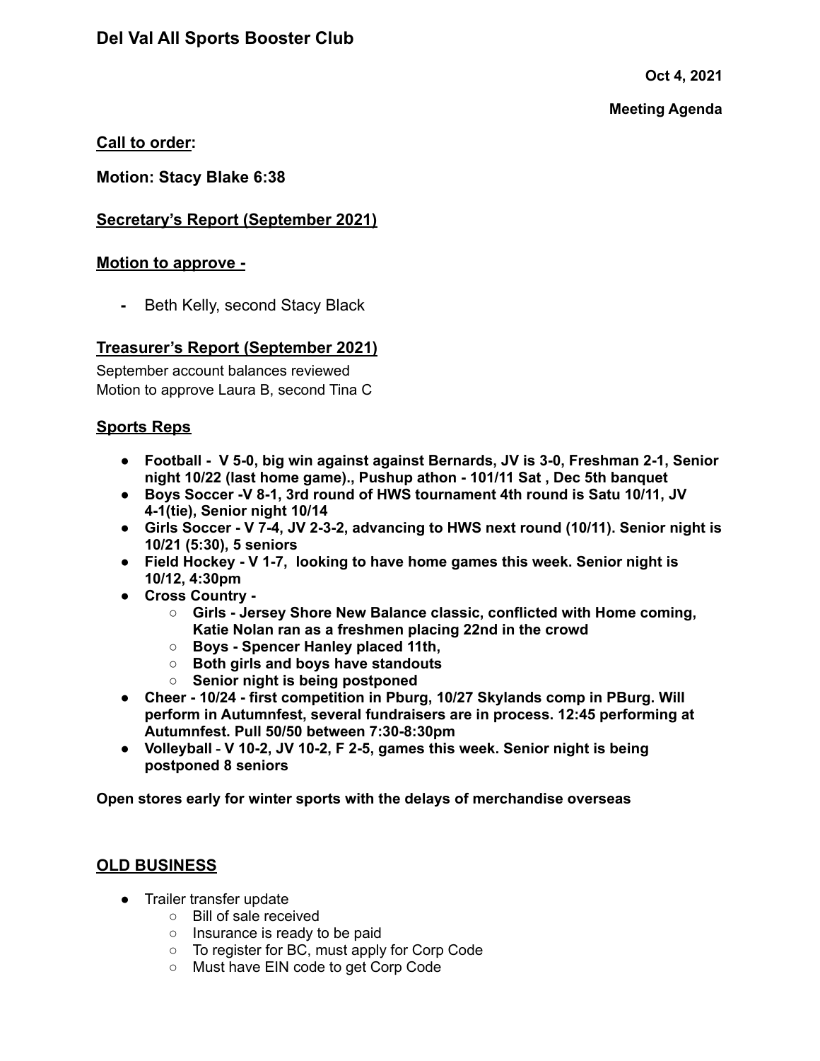# Del Val All Sports Booster Club

**Oct 4, 2021**

**Meeting Agenda**

**<u>Call to order</u>:**

**Motion: Stacy Blake 6:38**

## <u>Secretary's Report (September 2021)</u>

## <u>Motion to approve -</u>

- Beth Kelly, second Stacy Black

## <u>Treasurer's Report (September 2021)</u>

September account balances reviewed
Motion to approve Laura B, second Tina C

## <u>Sports Reps</u>

- **Football - V 5-0, big win against against Bernards, JV is 3-0, Freshman 2-1, Senior night 10/22 (last home game)., Pushup athon - 101/11 Sat , Dec 5th banquet**
- **Boys Soccer -V 8-1, 3rd round of HWS tournament 4th round is Satu 10/11, JV 4-1(tie), Senior night 10/14**
- **Girls Soccer - V 7-4, JV 2-3-2, advancing to HWS next round (10/11). Senior night is 10/21 (5:30), 5 seniors**
- **Field Hockey - V 1-7, looking to have home games this week. Senior night is 10/12, 4:30pm**
- **Cross Country -**
  - **Girls - Jersey Shore New Balance classic, conflicted with Home coming, Katie Nolan ran as a freshmen placing 22nd in the crowd**
  - **Boys - Spencer Hanley placed 11th,**
  - **Both girls and boys have standouts**
  - **Senior night is being postponed**
- **Cheer - 10/24 - first competition in Pburg, 10/27 Skylands comp in PBurg. Will perform in Autumnfest, several fundraisers are in process. 12:45 performing at Autumnfest. Pull 50/50 between 7:30-8:30pm**
- **Volleyball - V 10-2, JV 10-2, F 2-5, games this week. Senior night is being postponed 8 seniors**

**Open stores early for winter sports with the delays of merchandise overseas**

## <u>OLD BUSINESS</u>

- Trailer transfer update
  - Bill of sale received
  - Insurance is ready to be paid
  - To register for BC, must apply for Corp Code
  - Must have EIN code to get Corp Code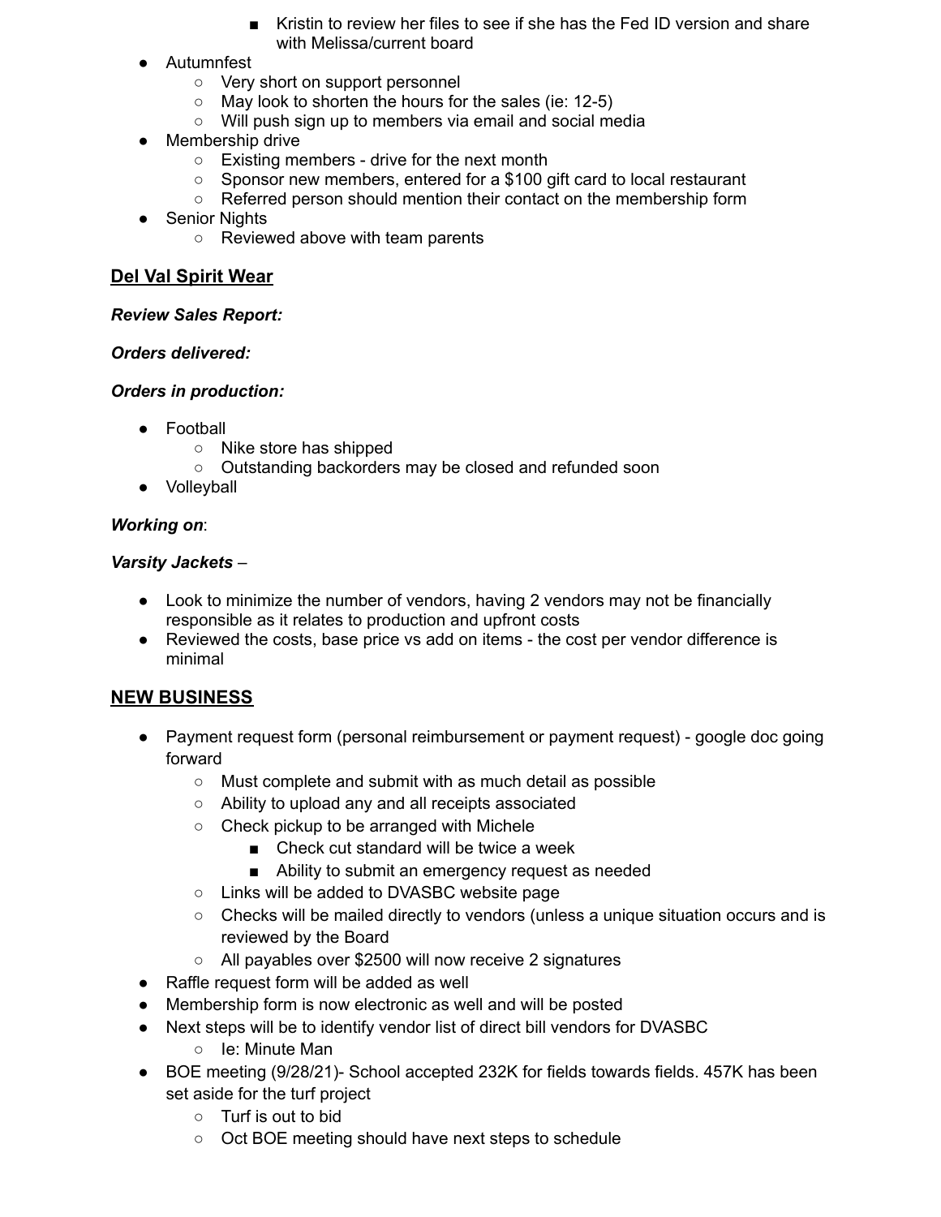- Kristin to review her files to see if she has the Fed ID version and share with Melissa/current board
- Autumnfest
    - Very short on support personnel
    - May look to shorten the hours for the sales (ie: 12-5)
    - Will push sign up to members via email and social media
- Membership drive
    - Existing members - drive for the next month
    - Sponsor new members, entered for a $100 gift card to local restaurant
    - Referred person should mention their contact on the membership form
- Senior Nights
    - Reviewed above with team parents

## <u>Del Val Spirit Wear</u>

***Review Sales Report:***

***Orders delivered:***

***Orders in production:***

- Football
    - Nike store has shipped
    - Outstanding backorders may be closed and refunded soon
- Volleyball

***Working on***:

***Varsity Jackets*** –

- Look to minimize the number of vendors, having 2 vendors may not be financially responsible as it relates to production and upfront costs
- Reviewed the costs, base price vs add on items - the cost per vendor difference is minimal

## <u>NEW BUSINESS</u>

- Payment request form (personal reimbursement or payment request) - google doc going forward
    - Must complete and submit with as much detail as possible
    - Ability to upload any and all receipts associated
    - Check pickup to be arranged with Michele
        - Check cut standard will be twice a week
        - Ability to submit an emergency request as needed
    - Links will be added to DVASBC website page
    - Checks will be mailed directly to vendors (unless a unique situation occurs and is reviewed by the Board
    - All payables over $2500 will now receive 2 signatures
- Raffle request form will be added as well
- Membership form is now electronic as well and will be posted
- Next steps will be to identify vendor list of direct bill vendors for DVASBC
    - Ie: Minute Man
- BOE meeting (9/28/21)- School accepted 232K for fields towards fields. 457K has been set aside for the turf project
    - Turf is out to bid
    - Oct BOE meeting should have next steps to schedule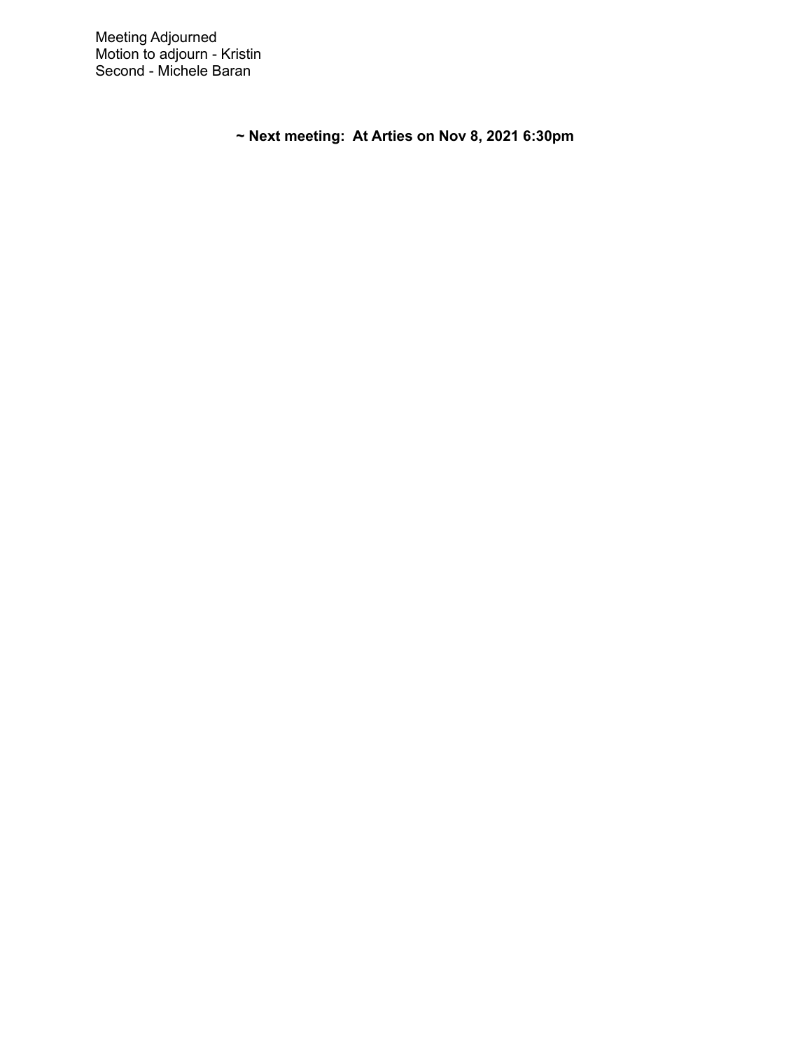Meeting Adjourned
Motion to adjourn - Kristin
Second - Michele Baran

**~ Next meeting: At Arties on Nov 8, 2021 6:30pm**